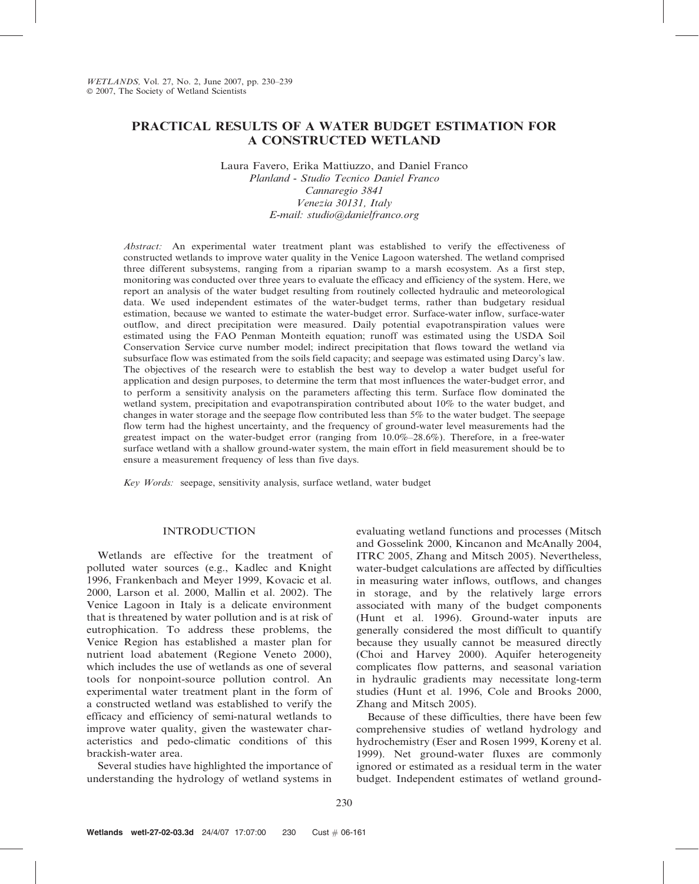# PRACTICAL RESULTS OF A WATER BUDGET ESTIMATION FOR A CONSTRUCTED WETLAND

Laura Favero, Erika Mattiuzzo, and Daniel Franco
*Planland - Studio Tecnico Daniel Franco*
*Cannaregio 3841*
*Venezia 30131, Italy*
*E-mail: studio@danielfranco.org*

*Abstract:* An experimental water treatment plant was established to verify the effectiveness of constructed wetlands to improve water quality in the Venice Lagoon watershed. The wetland comprised three different subsystems, ranging from a riparian swamp to a marsh ecosystem. As a first step, monitoring was conducted over three years to evaluate the efficacy and efficiency of the system. Here, we report an analysis of the water budget resulting from routinely collected hydraulic and meteorological data. We used independent estimates of the water-budget terms, rather than budgetary residual estimation, because we wanted to estimate the water-budget error. Surface-water inflow, surface-water outflow, and direct precipitation were measured. Daily potential evapotranspiration values were estimated using the FAO Penman Monteith equation; runoff was estimated using the USDA Soil Conservation Service curve number model; indirect precipitation that flows toward the wetland via subsurface flow was estimated from the soils field capacity; and seepage was estimated using Darcy's law. The objectives of the research were to establish the best way to develop a water budget useful for application and design purposes, to determine the term that most influences the water-budget error, and to perform a sensitivity analysis on the parameters affecting this term. Surface flow dominated the wetland system, precipitation and evapotranspiration contributed about 10% to the water budget, and changes in water storage and the seepage flow contributed less than 5% to the water budget. The seepage flow term had the highest uncertainty, and the frequency of ground-water level measurements had the greatest impact on the water-budget error (ranging from 10.0%–28.6%). Therefore, in a free-water surface wetland with a shallow ground-water system, the main effort in field measurement should be to ensure a measurement frequency of less than five days.

*Key Words:* seepage, sensitivity analysis, surface wetland, water budget

## INTRODUCTION

Wetlands are effective for the treatment of polluted water sources (e.g., Kadlec and Knight 1996, Frankenbach and Meyer 1999, Kovacic et al. 2000, Larson et al. 2000, Mallin et al. 2002). The Venice Lagoon in Italy is a delicate environment that is threatened by water pollution and is at risk of eutrophication. To address these problems, the Venice Region has established a master plan for nutrient load abatement (Regione Veneto 2000), which includes the use of wetlands as one of several tools for nonpoint-source pollution control. An experimental water treatment plant in the form of a constructed wetland was established to verify the efficacy and efficiency of semi-natural wetlands to improve water quality, given the wastewater characteristics and pedo-climatic conditions of this brackish-water area.

Several studies have highlighted the importance of understanding the hydrology of wetland systems in evaluating wetland functions and processes (Mitsch and Gosselink 2000, Kincanon and McAnally 2004, ITRC 2005, Zhang and Mitsch 2005). Nevertheless, water-budget calculations are affected by difficulties in measuring water inflows, outflows, and changes in storage, and by the relatively large errors associated with many of the budget components (Hunt et al. 1996). Ground-water inputs are generally considered the most difficult to quantify because they usually cannot be measured directly (Choi and Harvey 2000). Aquifer heterogeneity complicates flow patterns, and seasonal variation in hydraulic gradients may necessitate long-term studies (Hunt et al. 1996, Cole and Brooks 2000, Zhang and Mitsch 2005).

Because of these difficulties, there have been few comprehensive studies of wetland hydrology and hydrochemistry (Eser and Rosen 1999, Koreny et al. 1999). Net ground-water fluxes are commonly ignored or estimated as a residual term in the water budget. Independent estimates of wetland ground-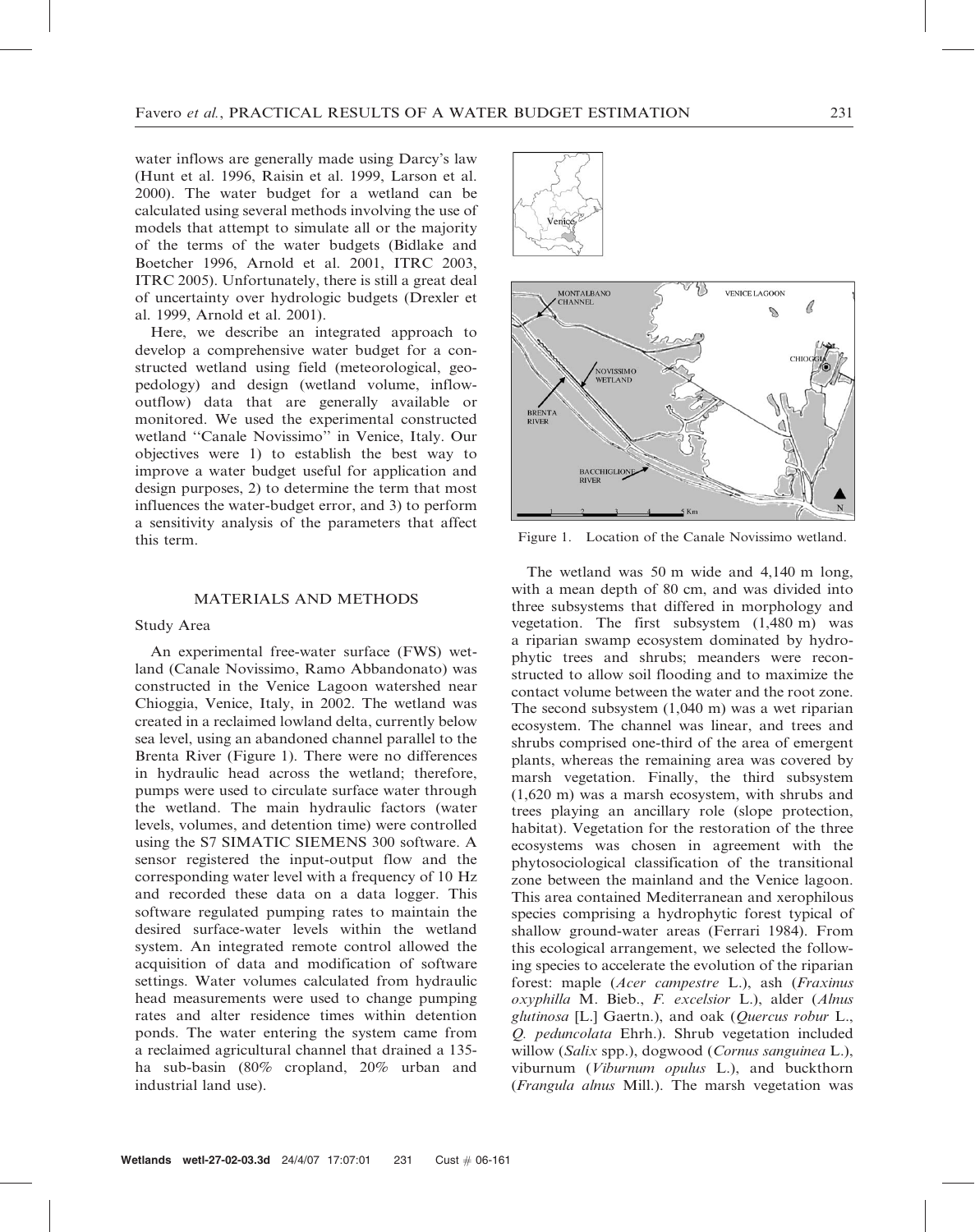water inflows are generally made using Darcy's law (Hunt et al. 1996, Raisin et al. 1999, Larson et al. 2000). The water budget for a wetland can be calculated using several methods involving the use of models that attempt to simulate all or the majority of the terms of the water budgets (Bidlake and Boetcher 1996, Arnold et al. 2001, ITRC 2003, ITRC 2005). Unfortunately, there is still a great deal of uncertainty over hydrologic budgets (Drexler et al. 1999, Arnold et al. 2001).

Here, we describe an integrated approach to develop a comprehensive water budget for a constructed wetland using field (meteorological, geopedology) and design (wetland volume, inflow-outflow) data that are generally available or monitored. We used the experimental constructed wetland ''Canale Novissimo'' in Venice, Italy. Our objectives were 1) to establish the best way to improve a water budget useful for application and design purposes, 2) to determine the term that most influences the water-budget error, and 3) to perform a sensitivity analysis of the parameters that affect this term.

## MATERIALS AND METHODS

### Study Area

An experimental free-water surface (FWS) wetland (Canale Novissimo, Ramo Abbandonato) was constructed in the Venice Lagoon watershed near Chioggia, Venice, Italy, in 2002. The wetland was created in a reclaimed lowland delta, currently below sea level, using an abandoned channel parallel to the Brenta River (Figure 1). There were no differences in hydraulic head across the wetland; therefore, pumps were used to circulate surface water through the wetland. The main hydraulic factors (water levels, volumes, and detention time) were controlled using the S7 SIMATIC SIEMENS 300 software. A sensor registered the input-output flow and the corresponding water level with a frequency of 10 Hz and recorded these data on a data logger. This software regulated pumping rates to maintain the desired surface-water levels within the wetland system. An integrated remote control allowed the acquisition of data and modification of software settings. Water volumes calculated from hydraulic head measurements were used to change pumping rates and alter residence times within detention ponds. The water entering the system came from a reclaimed agricultural channel that drained a 135-ha sub-basin (80% cropland, 20% urban and industrial land use).

Figure 1. Location of the Canale Novissimo wetland.

The wetland was 50 m wide and 4,140 m long, with a mean depth of 80 cm, and was divided into three subsystems that differed in morphology and vegetation. The first subsystem (1,480 m) was a riparian swamp ecosystem dominated by hydrophytic trees and shrubs; meanders were reconstructed to allow soil flooding and to maximize the contact volume between the water and the root zone. The second subsystem (1,040 m) was a wet riparian ecosystem. The channel was linear, and trees and shrubs comprised one-third of the area of emergent plants, whereas the remaining area was covered by marsh vegetation. Finally, the third subsystem (1,620 m) was a marsh ecosystem, with shrubs and trees playing an ancillary role (slope protection, habitat). Vegetation for the restoration of the three ecosystems was chosen in agreement with the phytosociological classification of the transitional zone between the mainland and the Venice lagoon. This area contained Mediterranean and xerophilous species comprising a hydrophytic forest typical of shallow ground-water areas (Ferrari 1984). From this ecological arrangement, we selected the following species to accelerate the evolution of the riparian forest: maple (*Acer campestre* L.), ash (*Fraxinus oxyphilla* M. Bieb., *F. excelsior* L.), alder (*Alnus glutinosa* [L.] Gaertn.), and oak (*Quercus robur* L., *Q. peduncolata* Ehrh.). Shrub vegetation included willow (*Salix* spp.), dogwood (*Cornus sanguinea* L.), viburnum (*Viburnum opulus* L.), and buckthorn (*Frangula alnus* Mill.). The marsh vegetation was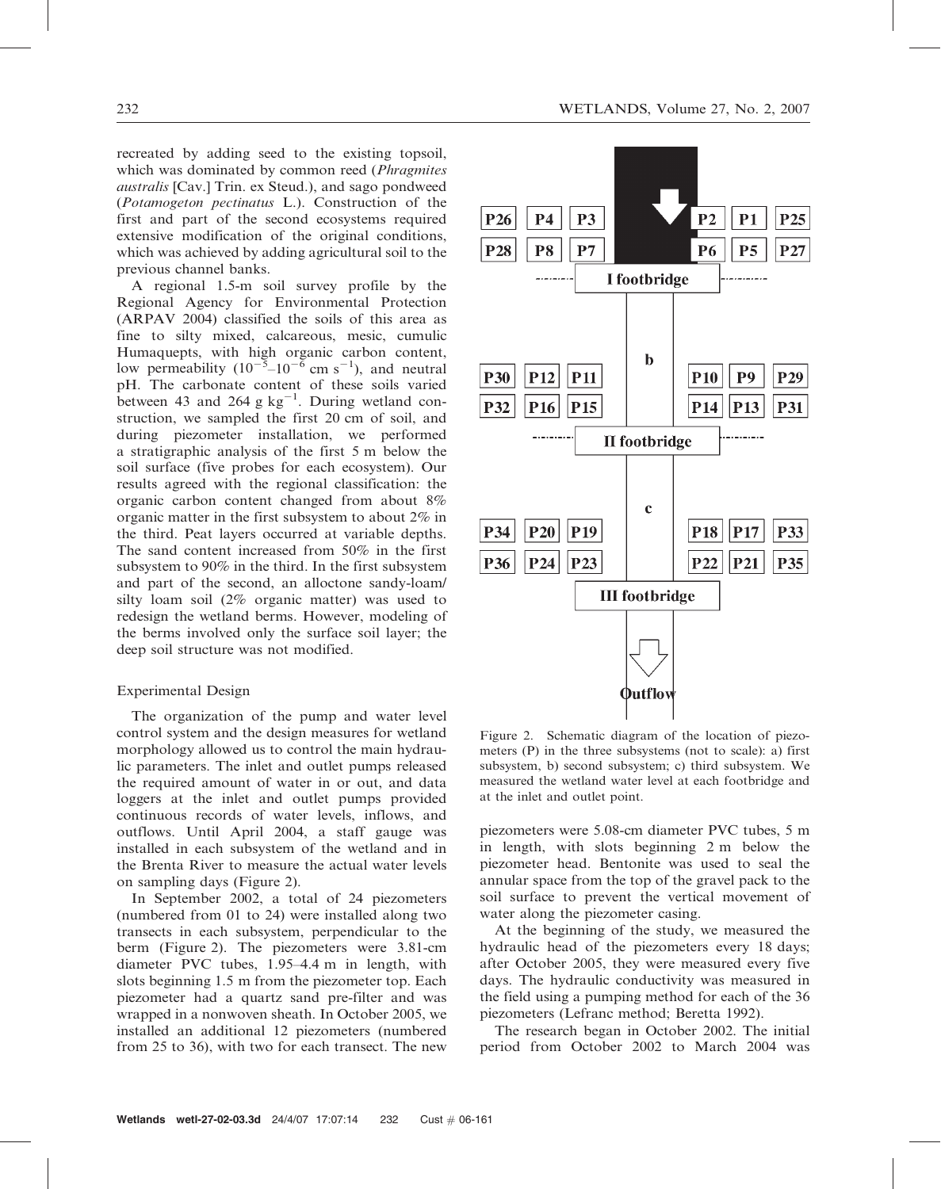recreated by adding seed to the existing topsoil, which was dominated by common reed (*Phragmites australis* [Cav.] Trin. ex Steud.), and sago pondweed (*Potamogeton pectinatus* L.). Construction of the first and part of the second ecosystems required extensive modification of the original conditions, which was achieved by adding agricultural soil to the previous channel banks.

A regional 1.5-m soil survey profile by the Regional Agency for Environmental Protection (ARPAV 2004) classified the soils of this area as fine to silty mixed, calcareous, mesic, cumulic Humaquepts, with high organic carbon content, low permeability ($10^{-5}$–$10^{-6}$ cm $s^{-1}$), and neutral pH. The carbonate content of these soils varied between 43 and 264 g $kg^{-1}$. During wetland construction, we sampled the first 20 cm of soil, and during piezometer installation, we performed a stratigraphic analysis of the first 5 m below the soil surface (five probes for each ecosystem). Our results agreed with the regional classification: the organic carbon content changed from about 8% organic matter in the first subsystem to about 2% in the third. Peat layers occurred at variable depths. The sand content increased from 50% in the first subsystem to 90% in the third. In the first subsystem and part of the second, an alloctone sandy-loam/silty loam soil (2% organic matter) was used to redesign the wetland berms. However, modeling of the berms involved only the surface soil layer; the deep soil structure was not modified.

### Experimental Design

The organization of the pump and water level control system and the design measures for wetland morphology allowed us to control the main hydraulic parameters. The inlet and outlet pumps released the required amount of water in or out, and data loggers at the inlet and outlet pumps provided continuous records of water levels, inflows, and outflows. Until April 2004, a staff gauge was installed in each subsystem of the wetland and in the Brenta River to measure the actual water levels on sampling days (Figure 2).

In September 2002, a total of 24 piezometers (numbered from 01 to 24) were installed along two transects in each subsystem, perpendicular to the berm (Figure 2). The piezometers were 3.81-cm diameter PVC tubes, 1.95–4.4 m in length, with slots beginning 1.5 m from the piezometer top. Each piezometer had a quartz sand pre-filter and was wrapped in a nonwoven sheath. In October 2005, we installed an additional 12 piezometers (numbered from 25 to 36), with two for each transect. The new

Figure 2. Schematic diagram of the location of piezometers (P) in the three subsystems (not to scale): a) first subsystem, b) second subsystem; c) third subsystem. We measured the wetland water level at each footbridge and at the inlet and outlet point.

piezometers were 5.08-cm diameter PVC tubes, 5 m in length, with slots beginning 2 m below the piezometer head. Bentonite was used to seal the annular space from the top of the gravel pack to the soil surface to prevent the vertical movement of water along the piezometer casing.

At the beginning of the study, we measured the hydraulic head of the piezometers every 18 days; after October 2005, they were measured every five days. The hydraulic conductivity was measured in the field using a pumping method for each of the 36 piezometers (Lefranc method; Beretta 1992).

The research began in October 2002. The initial period from October 2002 to March 2004 was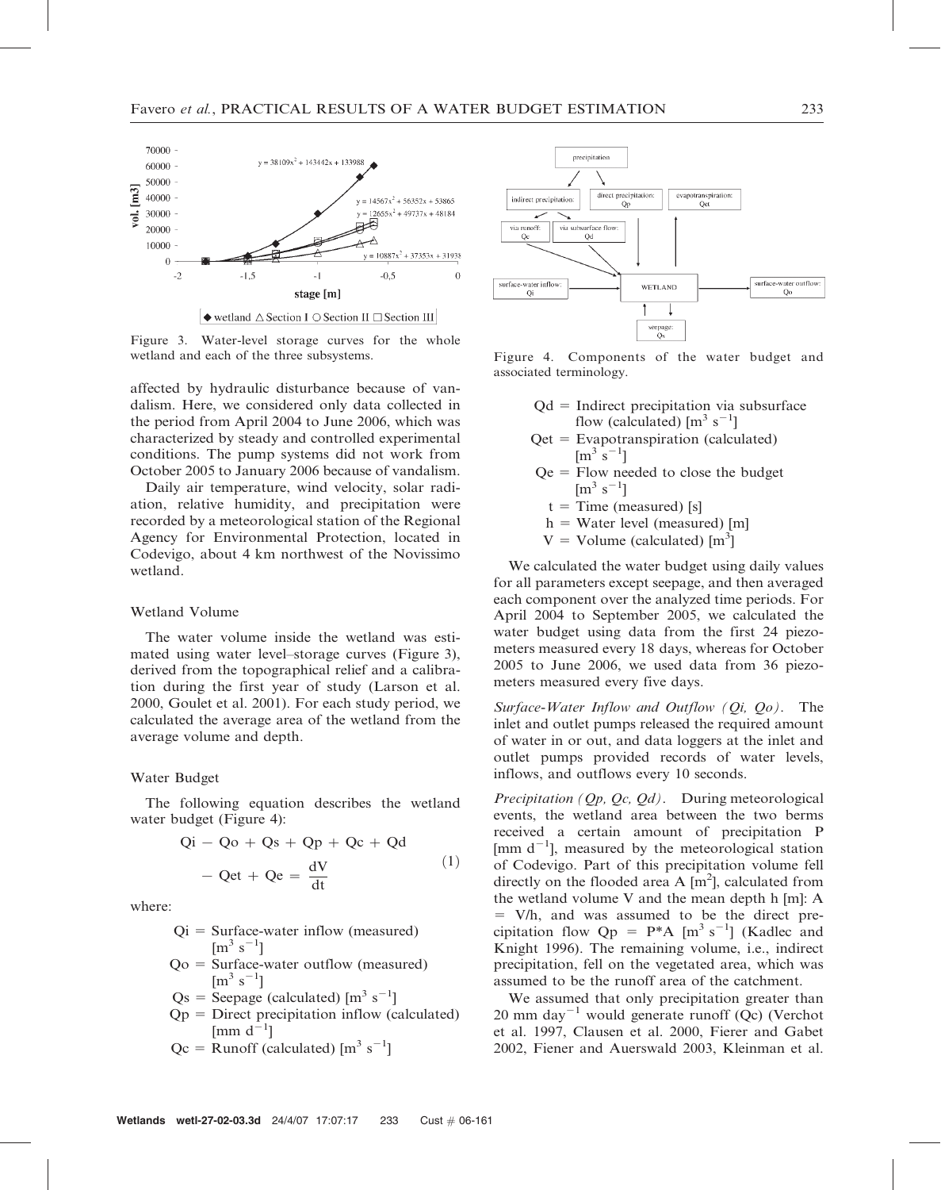Figure 3. Water-level storage curves for the whole wetland and each of the three subsystems.

affected by hydraulic disturbance because of vandalism. Here, we considered only data collected in the period from April 2004 to June 2006, which was characterized by steady and controlled experimental conditions. The pump systems did not work from October 2005 to January 2006 because of vandalism.

Daily air temperature, wind velocity, solar radiation, relative humidity, and precipitation were recorded by a meteorological station of the Regional Agency for Environmental Protection, located in Codevigo, about 4 km northwest of the Novissimo wetland.

### Wetland Volume

The water volume inside the wetland was estimated using water level–storage curves (Figure 3), derived from the topographical relief and a calibration during the first year of study (Larson et al. 2000, Goulet et al. 2001). For each study period, we calculated the average area of the wetland from the average volume and depth.

### Water Budget

The following equation describes the wetland water budget (Figure 4):

$$Qi - Qo + Qs + Qp + Qc + Qd - Qet + Qe = \frac{dV}{dt} \tag{1}$$

where:

- Qi = Surface-water inflow (measured) [$m^3\ s^{-1}$]
- Qo = Surface-water outflow (measured) [$m^3\ s^{-1}$]
- Qs = Seepage (calculated) [$m^3\ s^{-1}$]
- Qp = Direct precipitation inflow (calculated) [$mm\ d^{-1}$]
- Qc = Runoff (calculated) [$m^3\ s^{-1}$]

Figure 4. Components of the water budget and associated terminology.

- Qd = Indirect precipitation via subsurface flow (calculated) [$m^3\ s^{-1}$]
- Qet = Evapotranspiration (calculated) [$m^3\ s^{-1}$]
- Qe = Flow needed to close the budget [$m^3\ s^{-1}$]
- t = Time (measured) [s]
- h = Water level (measured) [m]
- V = Volume (calculated) [$m^3$]

We calculated the water budget using daily values for all parameters except seepage, and then averaged each component over the analyzed time periods. For April 2004 to September 2005, we calculated the water budget using data from the first 24 piezometers measured every 18 days, whereas for October 2005 to June 2006, we used data from 36 piezometers measured every five days.

*Surface-Water Inflow and Outflow (Qi, Qo).* The inlet and outlet pumps released the required amount of water in or out, and data loggers at the inlet and outlet pumps provided records of water levels, inflows, and outflows every 10 seconds.

*Precipitation (Qp, Qc, Qd).* During meteorological events, the wetland area between the two berms received a certain amount of precipitation P [$mm\ d^{-1}$], measured by the meteorological station of Codevigo. Part of this precipitation volume fell directly on the flooded area A [$m^2$], calculated from the wetland volume V and the mean depth h [m]: A = V/h, and was assumed to be the direct precipitation flow Qp = P*A [$m^3\ s^{-1}$] (Kadlec and Knight 1996). The remaining volume, i.e., indirect precipitation, fell on the vegetated area, which was assumed to be the runoff area of the catchment.

We assumed that only precipitation greater than 20 mm $day^{-1}$ would generate runoff (Qc) (Verchot et al. 1997, Clausen et al. 2000, Fierer and Gabet 2002, Fiener and Auerswald 2003, Kleinman et al.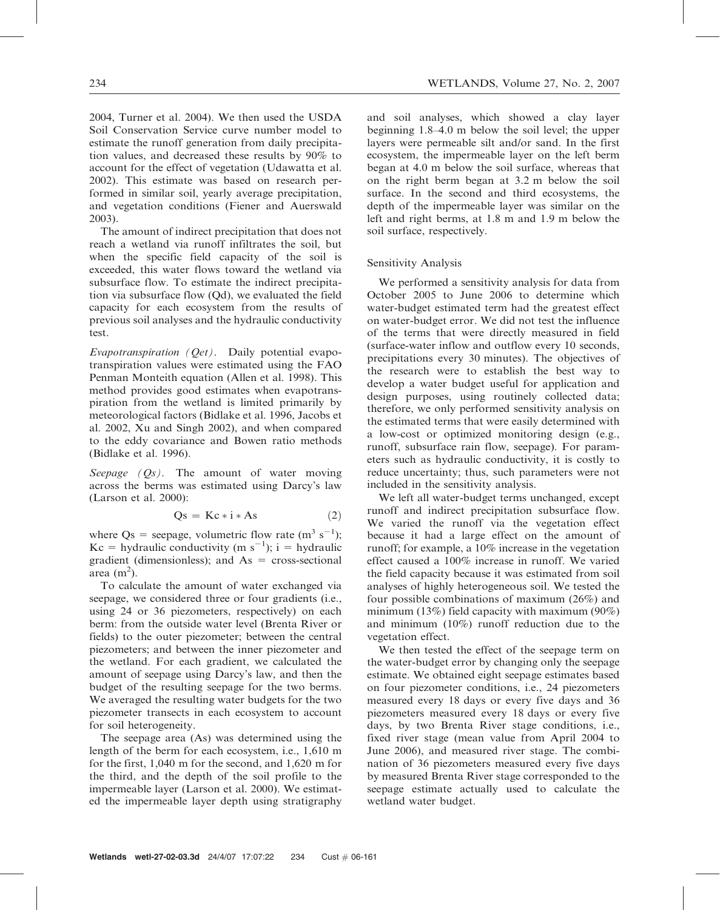2004, Turner et al. 2004). We then used the USDA Soil Conservation Service curve number model to estimate the runoff generation from daily precipitation values, and decreased these results by 90% to account for the effect of vegetation (Udawatta et al. 2002). This estimate was based on research performed in similar soil, yearly average precipitation, and vegetation conditions (Fiener and Auerswald 2003).

The amount of indirect precipitation that does not reach a wetland via runoff infiltrates the soil, but when the specific field capacity of the soil is exceeded, this water flows toward the wetland via subsurface flow. To estimate the indirect precipitation via subsurface flow (Qd), we evaluated the field capacity for each ecosystem from the results of previous soil analyses and the hydraulic conductivity test.

*Evapotranspiration (Qet).* Daily potential evapotranspiration values were estimated using the FAO Penman Monteith equation (Allen et al. 1998). This method provides good estimates when evapotranspiration from the wetland is limited primarily by meteorological factors (Bidlake et al. 1996, Jacobs et al. 2002, Xu and Singh 2002), and when compared to the eddy covariance and Bowen ratio methods (Bidlake et al. 1996).

*Seepage (Qs).* The amount of water moving across the berms was estimated using Darcy's law (Larson et al. 2000):

$$Qs = Kc * i * As \qquad (2)$$

where Qs = seepage, volumetric flow rate ($m^3\ s^{-1}$); Kc = hydraulic conductivity ($m\ s^{-1}$); i = hydraulic gradient (dimensionless); and As = cross-sectional area ($m^2$).

To calculate the amount of water exchanged via seepage, we considered three or four gradients (i.e., using 24 or 36 piezometers, respectively) on each berm: from the outside water level (Brenta River or fields) to the outer piezometer; between the central piezometers; and between the inner piezometer and the wetland. For each gradient, we calculated the amount of seepage using Darcy's law, and then the budget of the resulting seepage for the two berms. We averaged the resulting water budgets for the two piezometer transects in each ecosystem to account for soil heterogeneity.

The seepage area (As) was determined using the length of the berm for each ecosystem, i.e., 1,610 m for the first, 1,040 m for the second, and 1,620 m for the third, and the depth of the soil profile to the impermeable layer (Larson et al. 2000). We estimated the impermeable layer depth using stratigraphy and soil analyses, which showed a clay layer beginning 1.8–4.0 m below the soil level; the upper layers were permeable silt and/or sand. In the first ecosystem, the impermeable layer on the left berm began at 4.0 m below the soil surface, whereas that on the right berm began at 3.2 m below the soil surface. In the second and third ecosystems, the depth of the impermeable layer was similar on the left and right berms, at 1.8 m and 1.9 m below the soil surface, respectively.

### Sensitivity Analysis

We performed a sensitivity analysis for data from October 2005 to June 2006 to determine which water-budget estimated term had the greatest effect on water-budget error. We did not test the influence of the terms that were directly measured in field (surface-water inflow and outflow every 10 seconds, precipitations every 30 minutes). The objectives of the research were to establish the best way to develop a water budget useful for application and design purposes, using routinely collected data; therefore, we only performed sensitivity analysis on the estimated terms that were easily determined with a low-cost or optimized monitoring design (e.g., runoff, subsurface rain flow, seepage). For parameters such as hydraulic conductivity, it is costly to reduce uncertainty; thus, such parameters were not included in the sensitivity analysis.

We left all water-budget terms unchanged, except runoff and indirect precipitation subsurface flow. We varied the runoff via the vegetation effect because it had a large effect on the amount of runoff; for example, a 10% increase in the vegetation effect caused a 100% increase in runoff. We varied the field capacity because it was estimated from soil analyses of highly heterogeneous soil. We tested the four possible combinations of maximum (26%) and minimum (13%) field capacity with maximum (90%) and minimum (10%) runoff reduction due to the vegetation effect.

We then tested the effect of the seepage term on the water-budget error by changing only the seepage estimate. We obtained eight seepage estimates based on four piezometer conditions, i.e., 24 piezometers measured every 18 days or every five days and 36 piezometers measured every 18 days or every five days, by two Brenta River stage conditions, i.e., fixed river stage (mean value from April 2004 to June 2006), and measured river stage. The combination of 36 piezometers measured every five days by measured Brenta River stage corresponded to the seepage estimate actually used to calculate the wetland water budget.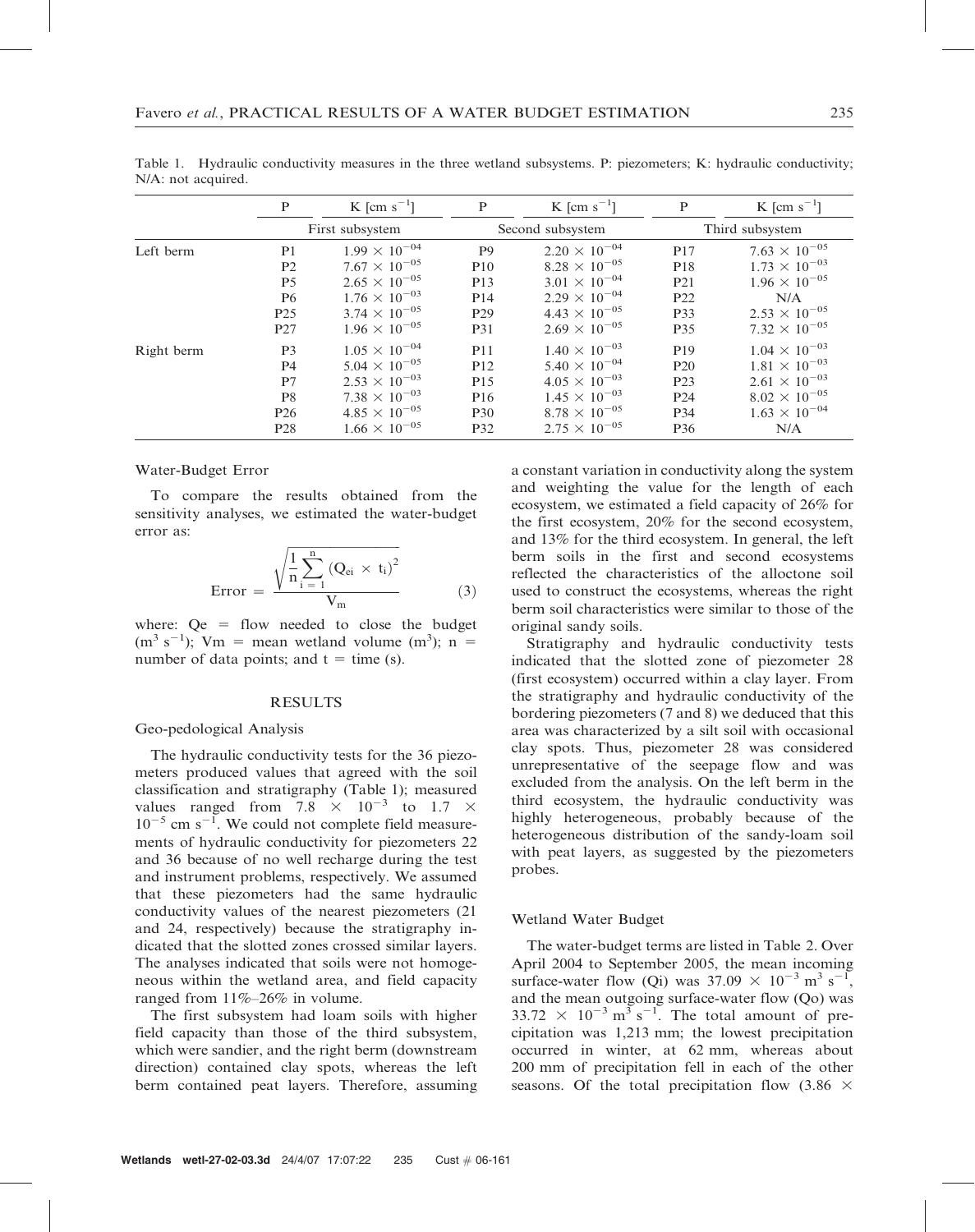Table 1. Hydraulic conductivity measures in the three wetland subsystems. P: piezometers; K: hydraulic conductivity; N/A: not acquired.

| | P | K [cm s$^{-1}$] | P | K [cm s$^{-1}$] | P | K [cm s$^{-1}$] |
|---|---|---|---|---|---|---|
| | First subsystem | | Second subsystem | | Third subsystem | |
| Left berm | P1 | $1.99 \times 10^{-04}$ | P9 | $2.20 \times 10^{-04}$ | P17 | $7.63 \times 10^{-05}$ |
| | P2 | $7.67 \times 10^{-05}$ | P10 | $8.28 \times 10^{-05}$ | P18 | $1.73 \times 10^{-03}$ |
| | P5 | $2.65 \times 10^{-05}$ | P13 | $3.01 \times 10^{-04}$ | P21 | $1.96 \times 10^{-05}$ |
| | P6 | $1.76 \times 10^{-03}$ | P14 | $2.29 \times 10^{-04}$ | P22 | N/A |
| | P25 | $3.74 \times 10^{-05}$ | P29 | $4.43 \times 10^{-05}$ | P33 | $2.53 \times 10^{-05}$ |
| | P27 | $1.96 \times 10^{-05}$ | P31 | $2.69 \times 10^{-05}$ | P35 | $7.32 \times 10^{-05}$ |
| Right berm | P3 | $1.05 \times 10^{-04}$ | P11 | $1.40 \times 10^{-03}$ | P19 | $1.04 \times 10^{-03}$ |
| | P4 | $5.04 \times 10^{-05}$ | P12 | $5.40 \times 10^{-04}$ | P20 | $1.81 \times 10^{-03}$ |
| | P7 | $2.53 \times 10^{-03}$ | P15 | $4.05 \times 10^{-03}$ | P23 | $2.61 \times 10^{-03}$ |
| | P8 | $7.38 \times 10^{-03}$ | P16 | $1.45 \times 10^{-03}$ | P24 | $8.02 \times 10^{-05}$ |
| | P26 | $4.85 \times 10^{-05}$ | P30 | $8.78 \times 10^{-05}$ | P34 | $1.63 \times 10^{-04}$ |
| | P28 | $1.66 \times 10^{-05}$ | P32 | $2.75 \times 10^{-05}$ | P36 | N/A |

### Water-Budget Error

To compare the results obtained from the sensitivity analyses, we estimated the water-budget error as:

$$\text{Error} = \frac{\sqrt{\frac{1}{n}\sum_{i=1}^{n}(Q_{ei} \times t_i)^2}}{V_m} \qquad (3)$$

where: Qe = flow needed to close the budget (m$^3$ s$^{-1}$); Vm = mean wetland volume (m$^3$); n = number of data points; and t = time (s).

## RESULTS

### Geo-pedological Analysis

The hydraulic conductivity tests for the 36 piezometers produced values that agreed with the soil classification and stratigraphy (Table 1); measured values ranged from $7.8 \times 10^{-3}$ to $1.7 \times 10^{-5}$ cm s$^{-1}$. We could not complete field measurements of hydraulic conductivity for piezometers 22 and 36 because of no well recharge during the test and instrument problems, respectively. We assumed that these piezometers had the same hydraulic conductivity values of the nearest piezometers (21 and 24, respectively) because the stratigraphy indicated that the slotted zones crossed similar layers. The analyses indicated that soils were not homogeneous within the wetland area, and field capacity ranged from 11%–26% in volume.

The first subsystem had loam soils with higher field capacity than those of the third subsystem, which were sandier, and the right berm (downstream direction) contained clay spots, whereas the left berm contained peat layers. Therefore, assuming a constant variation in conductivity along the system and weighting the value for the length of each ecosystem, we estimated a field capacity of 26% for the first ecosystem, 20% for the second ecosystem, and 13% for the third ecosystem. In general, the left berm soils in the first and second ecosystems reflected the characteristics of the alloctone soil used to construct the ecosystems, whereas the right berm soil characteristics were similar to those of the original sandy soils.

Stratigraphy and hydraulic conductivity tests indicated that the slotted zone of piezometer 28 (first ecosystem) occurred within a clay layer. From the stratigraphy and hydraulic conductivity of the bordering piezometers (7 and 8) we deduced that this area was characterized by a silt soil with occasional clay spots. Thus, piezometer 28 was considered unrepresentative of the seepage flow and was excluded from the analysis. On the left berm in the third ecosystem, the hydraulic conductivity was highly heterogeneous, probably because of the heterogeneous distribution of the sandy-loam soil with peat layers, as suggested by the piezometers probes.

### Wetland Water Budget

The water-budget terms are listed in Table 2. Over April 2004 to September 2005, the mean incoming surface-water flow (Qi) was $37.09 \times 10^{-3}$ m$^3$ s$^{-1}$, and the mean outgoing surface-water flow (Qo) was $33.72 \times 10^{-3}$ m$^3$ s$^{-1}$. The total amount of precipitation was 1,213 mm; the lowest precipitation occurred in winter, at 62 mm, whereas about 200 mm of precipitation fell in each of the other seasons. Of the total precipitation flow (3.86 ×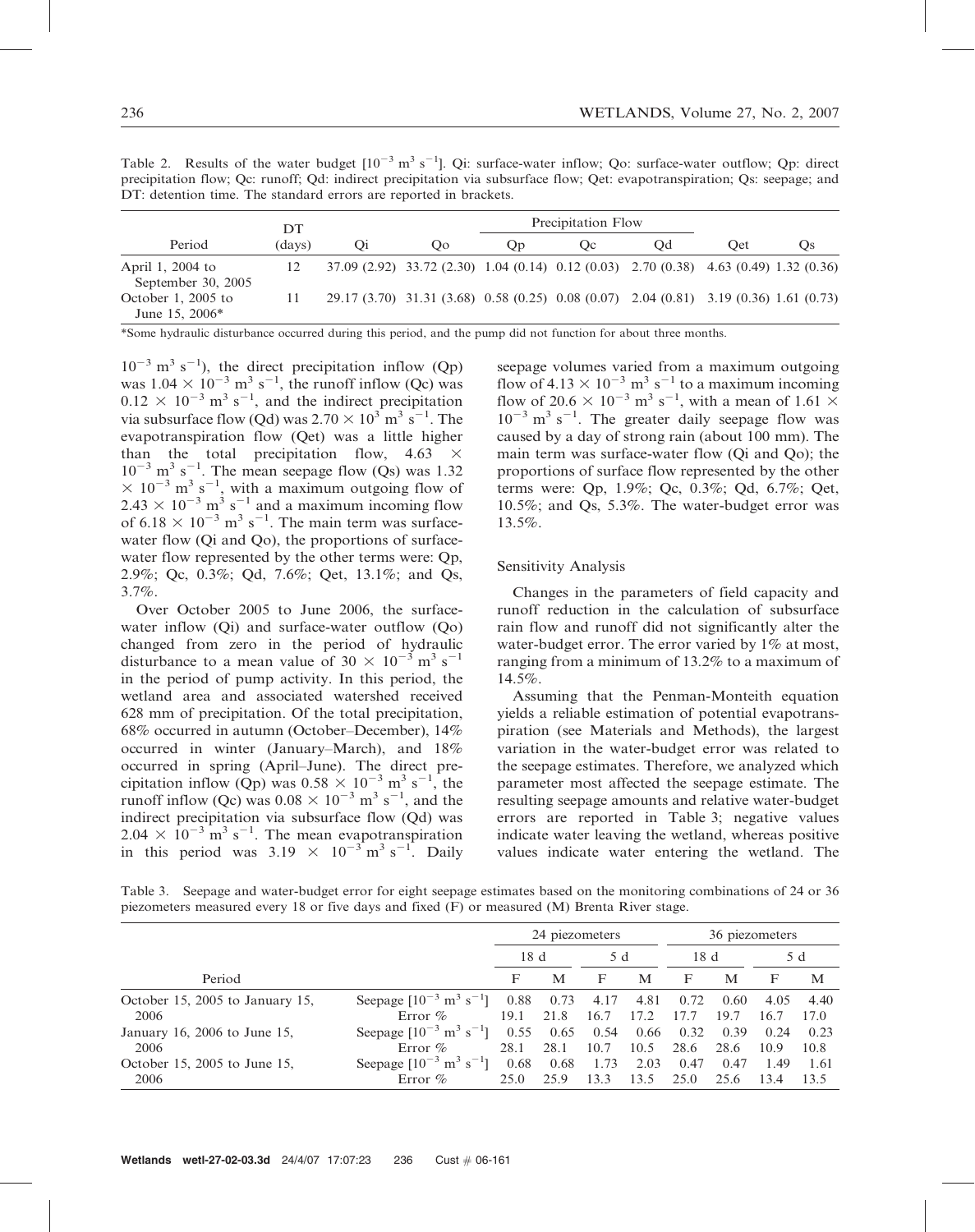Table 2. Results of the water budget [$10^{-3}$ $m^3$ $s^{-1}$]. Qi: surface-water inflow; Qo: surface-water outflow; Qp: direct precipitation flow; Qc: runoff; Qd: indirect precipitation via subsurface flow; Qet: evapotranspiration; Qs: seepage; and DT: detention time. The standard errors are reported in brackets.

| Period | DT (days) | Qi | Qo | Precipitation Flow | | | Qet | Qs |
|---|---|---|---|---|---|---|---|---|
| | | | | Qp | Qc | Qd | | |
| April 1, 2004 to September 30, 2005 | 12 | 37.09 (2.92) | 33.72 (2.30) | 1.04 (0.14) | 0.12 (0.03) | 2.70 (0.38) | 4.63 (0.49) | 1.32 (0.36) |
| October 1, 2005 to June 15, 2006* | 11 | 29.17 (3.70) | 31.31 (3.68) | 0.58 (0.25) | 0.08 (0.07) | 2.04 (0.81) | 3.19 (0.36) | 1.61 (0.73) |

*Some hydraulic disturbance occurred during this period, and the pump did not function for about three months.

$10^{-3}$ $m^3$ $s^{-1}$), the direct precipitation inflow (Qp) was $1.04 \times 10^{-3}$ $m^3$ $s^{-1}$, the runoff inflow (Qc) was $0.12 \times 10^{-3}$ $m^3$ $s^{-1}$, and the indirect precipitation via subsurface flow (Qd) was $2.70 \times 10^{3}$ $m^3$ $s^{-1}$. The evapotranspiration flow (Qet) was a little higher than the total precipitation flow, $4.63 \times 10^{-3}$ $m^3$ $s^{-1}$. The mean seepage flow (Qs) was $1.32 \times 10^{-3}$ $m^3$ $s^{-1}$, with a maximum outgoing flow of $2.43 \times 10^{-3}$ $m^3$ $s^{-1}$ and a maximum incoming flow of $6.18 \times 10^{-3}$ $m^3$ $s^{-1}$. The main term was surface-water flow (Qi and Qo), the proportions of surface-water flow represented by the other terms were: Qp, 2.9%; Qc, 0.3%; Qd, 7.6%; Qet, 13.1%; and Qs, 3.7%.

Over October 2005 to June 2006, the surface-water inflow (Qi) and surface-water outflow (Qo) changed from zero in the period of hydraulic disturbance to a mean value of $30 \times 10^{-3}$ $m^3$ $s^{-1}$ in the period of pump activity. In this period, the wetland area and associated watershed received 628 mm of precipitation. Of the total precipitation, 68% occurred in autumn (October–December), 14% occurred in winter (January–March), and 18% occurred in spring (April–June). The direct precipitation inflow (Qp) was $0.58 \times 10^{-3}$ $m^3$ $s^{-1}$, the runoff inflow (Qc) was $0.08 \times 10^{-3}$ $m^3$ $s^{-1}$, and the indirect precipitation via subsurface flow (Qd) was $2.04 \times 10^{-3}$ $m^3$ $s^{-1}$. The mean evapotranspiration in this period was $3.19 \times 10^{-3}$ $m^3$ $s^{-1}$. Daily seepage volumes varied from a maximum outgoing flow of $4.13 \times 10^{-3}$ $m^3$ $s^{-1}$ to a maximum incoming flow of $20.6 \times 10^{-3}$ $m^3$ $s^{-1}$, with a mean of $1.61 \times 10^{-3}$ $m^3$ $s^{-1}$. The greater daily seepage flow was caused by a day of strong rain (about 100 mm). The main term was surface-water flow (Qi and Qo); the proportions of surface flow represented by the other terms were: Qp, 1.9%; Qc, 0.3%; Qd, 6.7%; Qet, 10.5%; and Qs, 5.3%. The water-budget error was 13.5%.

### Sensitivity Analysis

Changes in the parameters of field capacity and runoff reduction in the calculation of subsurface rain flow and runoff did not significantly alter the water-budget error. The error varied by 1% at most, ranging from a minimum of 13.2% to a maximum of 14.5%.

Assuming that the Penman-Monteith equation yields a reliable estimation of potential evapotranspiration (see Materials and Methods), the largest variation in the water-budget error was related to the seepage estimates. Therefore, we analyzed which parameter most affected the seepage estimate. The resulting seepage amounts and relative water-budget errors are reported in Table 3; negative values indicate water leaving the wetland, whereas positive values indicate water entering the wetland. The

Table 3. Seepage and water-budget error for eight seepage estimates based on the monitoring combinations of 24 or 36 piezometers measured every 18 or five days and fixed (F) or measured (M) Brenta River stage.

| Period | | 24 piezometers | | | | 36 piezometers | | | |
|---|---|---|---|---|---|---|---|---|---|
| | | 18 d | | 5 d | | 18 d | | 5 d | |
| | | F | M | F | M | F | M | F | M |
| October 15, 2005 to January 15, 2006 | Seepage [$10^{-3}$ $m^3$ $s^{-1}$] | 0.88 | 0.73 | 4.17 | 4.81 | 0.72 | 0.60 | 4.05 | 4.40 |
| | Error % | 19.1 | 21.8 | 16.7 | 17.2 | 17.7 | 19.7 | 16.7 | 17.0 |
| January 16, 2006 to June 15, 2006 | Seepage [$10^{-3}$ $m^3$ $s^{-1}$] | 0.55 | 0.65 | 0.54 | 0.66 | 0.32 | 0.39 | 0.24 | 0.23 |
| | Error % | 28.1 | 28.1 | 10.7 | 10.5 | 28.6 | 28.6 | 10.9 | 10.8 |
| October 15, 2005 to June 15, 2006 | Seepage [$10^{-3}$ $m^3$ $s^{-1}$] | 0.68 | 0.68 | 1.73 | 2.03 | 0.47 | 0.47 | 1.49 | 1.61 |
| | Error % | 25.0 | 25.9 | 13.3 | 13.5 | 25.0 | 25.6 | 13.4 | 13.5 |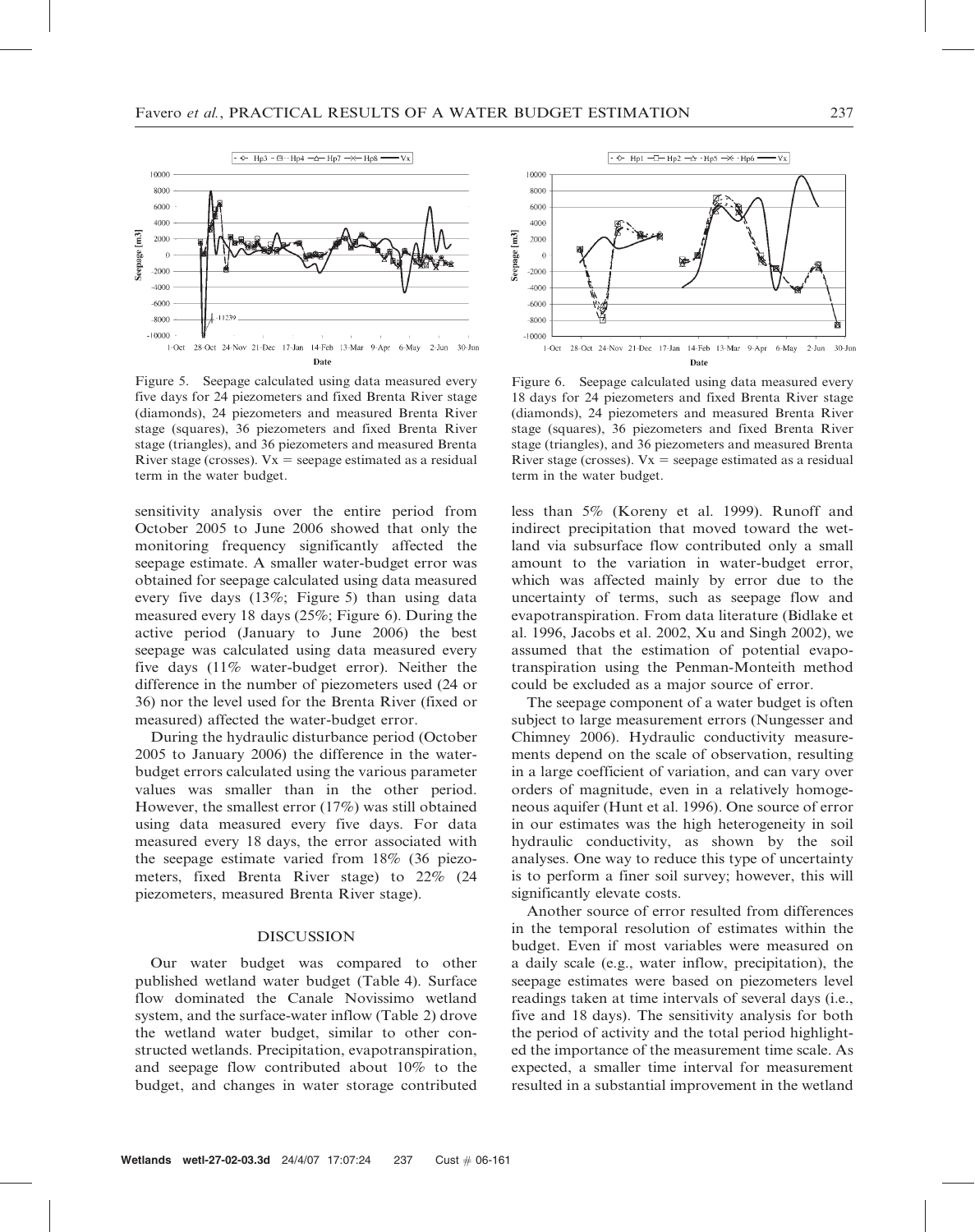Figure 5. Seepage calculated using data measured every five days for 24 piezometers and fixed Brenta River stage (diamonds), 24 piezometers and measured Brenta River stage (squares), 36 piezometers and fixed Brenta River stage (triangles), and 36 piezometers and measured Brenta River stage (crosses). Vx = seepage estimated as a residual term in the water budget.

Figure 6. Seepage calculated using data measured every 18 days for 24 piezometers and fixed Brenta River stage (diamonds), 24 piezometers and measured Brenta River stage (squares), 36 piezometers and fixed Brenta River stage (triangles), and 36 piezometers and measured Brenta River stage (crosses). Vx = seepage estimated as a residual term in the water budget.

sensitivity analysis over the entire period from October 2005 to June 2006 showed that only the monitoring frequency significantly affected the seepage estimate. A smaller water-budget error was obtained for seepage calculated using data measured every five days (13%; Figure 5) than using data measured every 18 days (25%; Figure 6). During the active period (January to June 2006) the best seepage was calculated using data measured every five days (11% water-budget error). Neither the difference in the number of piezometers used (24 or 36) nor the level used for the Brenta River (fixed or measured) affected the water-budget error.

During the hydraulic disturbance period (October 2005 to January 2006) the difference in the water-budget errors calculated using the various parameter values was smaller than in the other period. However, the smallest error (17%) was still obtained using data measured every five days. For data measured every 18 days, the error associated with the seepage estimate varied from 18% (36 piezometers, fixed Brenta River stage) to 22% (24 piezometers, measured Brenta River stage).

## DISCUSSION

Our water budget was compared to other published wetland water budget (Table 4). Surface flow dominated the Canale Novissimo wetland system, and the surface-water inflow (Table 2) drove the wetland water budget, similar to other constructed wetlands. Precipitation, evapotranspiration, and seepage flow contributed about 10% to the budget, and changes in water storage contributed less than 5% (Koreny et al. 1999). Runoff and indirect precipitation that moved toward the wetland via subsurface flow contributed only a small amount to the variation in water-budget error, which was affected mainly by error due to the uncertainty of terms, such as seepage flow and evapotranspiration. From data literature (Bidlake et al. 1996, Jacobs et al. 2002, Xu and Singh 2002), we assumed that the estimation of potential evapotranspiration using the Penman-Monteith method could be excluded as a major source of error.

The seepage component of a water budget is often subject to large measurement errors (Nungesser and Chimney 2006). Hydraulic conductivity measurements depend on the scale of observation, resulting in a large coefficient of variation, and can vary over orders of magnitude, even in a relatively homogeneous aquifer (Hunt et al. 1996). One source of error in our estimates was the high heterogeneity in soil hydraulic conductivity, as shown by the soil analyses. One way to reduce this type of uncertainty is to perform a finer soil survey; however, this will significantly elevate costs.

Another source of error resulted from differences in the temporal resolution of estimates within the budget. Even if most variables were measured on a daily scale (e.g., water inflow, precipitation), the seepage estimates were based on piezometers level readings taken at time intervals of several days (i.e., five and 18 days). The sensitivity analysis for both the period of activity and the total period highlighted the importance of the measurement time scale. As expected, a smaller time interval for measurement resulted in a substantial improvement in the wetland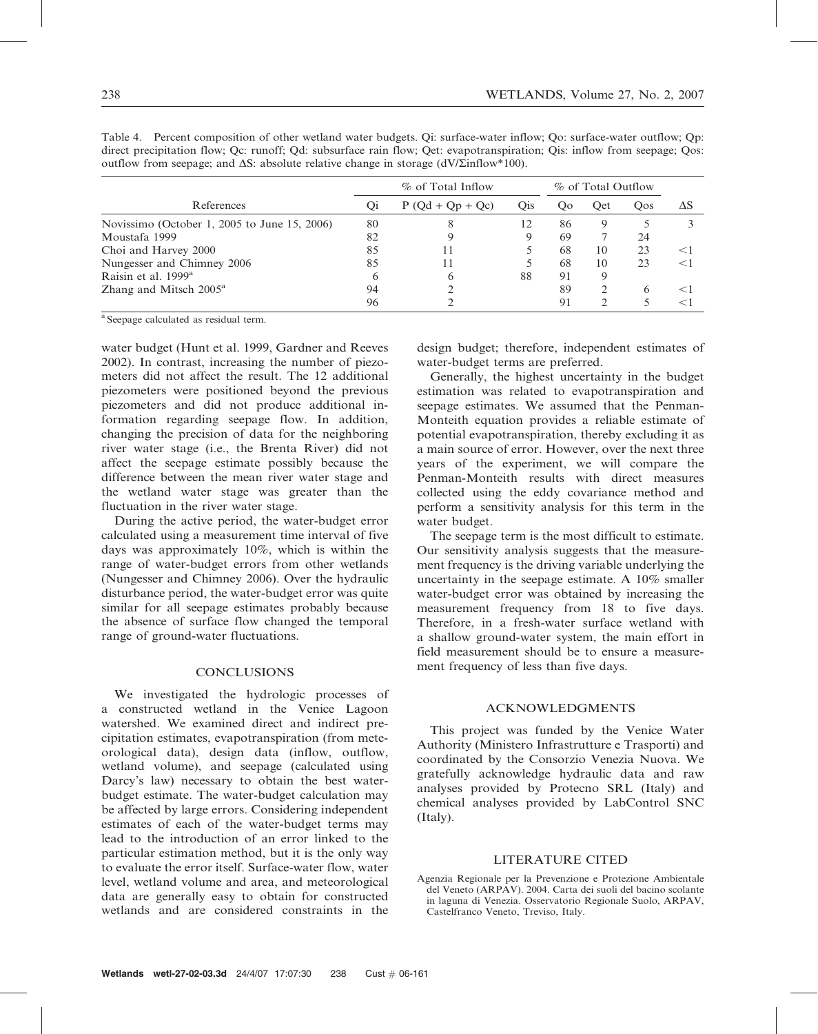Table 4. Percent composition of other wetland water budgets. Qi: surface-water inflow; Qo: surface-water outflow; Qp: direct precipitation flow; Qc: runoff; Qd: subsurface rain flow; Qet: evapotranspiration; Qis: inflow from seepage; Qos: outflow from seepage; and ΔS: absolute relative change in storage (dV/Σinflow*100).

| References | % of Total Inflow | | | % of Total Outflow | | | ΔS |
|---|---|---|---|---|---|---|---|
| | Qi | P (Qd + Qp + Qc) | Qis | Qo | Qet | Qos | |
| Novissimo (October 1, 2005 to June 15, 2006) | 80 | 8 | 12 | 86 | 9 | 5 | 3 |
| Moustafa 1999 | 82 | 9 | 9 | 69 | 7 | 24 | |
| Choi and Harvey 2000 | 85 | 11 | 5 | 68 | 10 | 23 | <1 |
| Nungesser and Chimney 2006 | 85 | 11 | 5 | 68 | 10 | 23 | <1 |
| Raisin et al. 1999[a] | 6 | 6 | 88 | 91 | 9 | | |
| Zhang and Mitsch 2005[a] | 94 | 2 | | 89 | 2 | 6 | <1 |
| | 96 | 2 | | 91 | 2 | 5 | <1 |

[a] Seepage calculated as residual term.

water budget (Hunt et al. 1999, Gardner and Reeves 2002). In contrast, increasing the number of piezometers did not affect the result. The 12 additional piezometers were positioned beyond the previous piezometers and did not produce additional information regarding seepage flow. In addition, changing the precision of data for the neighboring river water stage (i.e., the Brenta River) did not affect the seepage estimate possibly because the difference between the mean river water stage and the wetland water stage was greater than the fluctuation in the river water stage.

During the active period, the water-budget error calculated using a measurement time interval of five days was approximately 10%, which is within the range of water-budget errors from other wetlands (Nungesser and Chimney 2006). Over the hydraulic disturbance period, the water-budget error was quite similar for all seepage estimates probably because the absence of surface flow changed the temporal range of ground-water fluctuations.

## CONCLUSIONS

We investigated the hydrologic processes of a constructed wetland in the Venice Lagoon watershed. We examined direct and indirect precipitation estimates, evapotranspiration (from meteorological data), design data (inflow, outflow, wetland volume), and seepage (calculated using Darcy's law) necessary to obtain the best water-budget estimate. The water-budget calculation may be affected by large errors. Considering independent estimates of each of the water-budget terms may lead to the introduction of an error linked to the particular estimation method, but it is the only way to evaluate the error itself. Surface-water flow, water level, wetland volume and area, and meteorological data are generally easy to obtain for constructed wetlands and are considered constraints in the design budget; therefore, independent estimates of water-budget terms are preferred.

Generally, the highest uncertainty in the budget estimation was related to evapotranspiration and seepage estimates. We assumed that the Penman-Monteith equation provides a reliable estimate of potential evapotranspiration, thereby excluding it as a main source of error. However, over the next three years of the experiment, we will compare the Penman-Monteith results with direct measures collected using the eddy covariance method and perform a sensitivity analysis for this term in the water budget.

The seepage term is the most difficult to estimate. Our sensitivity analysis suggests that the measurement frequency is the driving variable underlying the uncertainty in the seepage estimate. A 10% smaller water-budget error was obtained by increasing the measurement frequency from 18 to five days. Therefore, in a fresh-water surface wetland with a shallow ground-water system, the main effort in field measurement should be to ensure a measurement frequency of less than five days.

## ACKNOWLEDGMENTS

This project was funded by the Venice Water Authority (Ministero Infrastrutture e Trasporti) and coordinated by the Consorzio Venezia Nuova. We gratefully acknowledge hydraulic data and raw analyses provided by Protecno SRL (Italy) and chemical analyses provided by LabControl SNC (Italy).

## LITERATURE CITED

Agenzia Regionale per la Prevenzione e Protezione Ambientale del Veneto (ARPAV). 2004. Carta dei suoli del bacino scolante in laguna di Venezia. Osservatorio Regionale Suolo, ARPAV, Castelfranco Veneto, Treviso, Italy.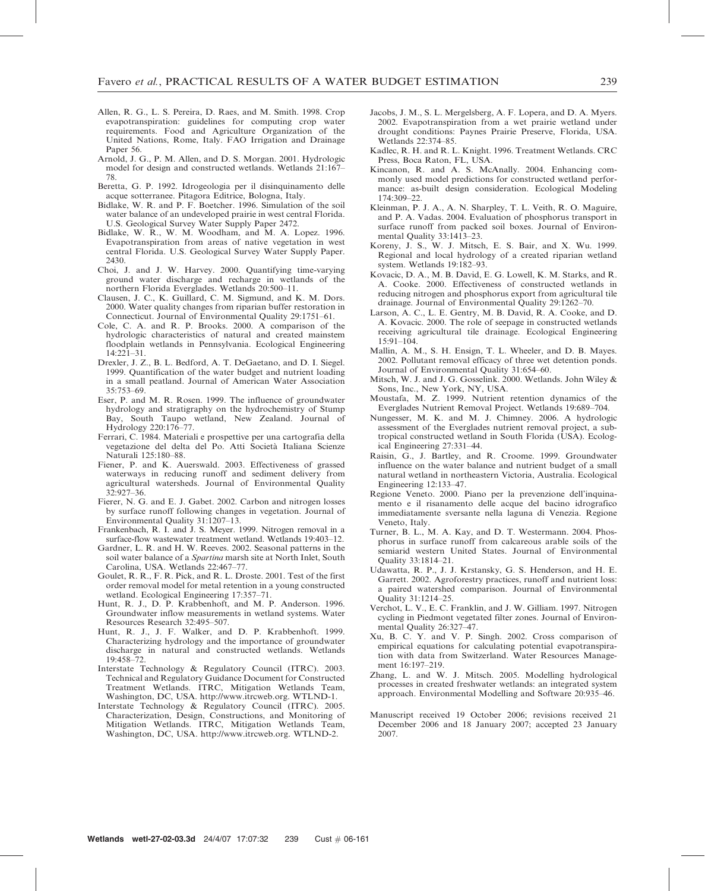Allen, R. G., L. S. Pereira, D. Raes, and M. Smith. 1998. Crop evapotranspiration: guidelines for computing crop water requirements. Food and Agriculture Organization of the United Nations, Rome, Italy. FAO Irrigation and Drainage Paper 56.

Arnold, J. G., P. M. Allen, and D. S. Morgan. 2001. Hydrologic model for design and constructed wetlands. Wetlands 21:167–78.

Beretta, G. P. 1992. Idrogeologia per il disinquinamento delle acque sotterranee. Pitagora Editrice, Bologna, Italy.

Bidlake, W. R. and P. F. Boetcher. 1996. Simulation of the soil water balance of an undeveloped prairie in west central Florida. U.S. Geological Survey Water Supply Paper 2472.

Bidlake, W. R., W. M. Woodham, and M. A. Lopez. 1996. Evapotranspiration from areas of native vegetation in west central Florida. U.S. Geological Survey Water Supply Paper. 2430.

Choi, J. and J. W. Harvey. 2000. Quantifying time-varying ground water discharge and recharge in wetlands of the northern Florida Everglades. Wetlands 20:500–11.

Clausen, J. C., K. Guillard, C. M. Sigmund, and K. M. Dors. 2000. Water quality changes from riparian buffer restoration in Connecticut. Journal of Environmental Quality 29:1751–61.

Cole, C. A. and R. P. Brooks. 2000. A comparison of the hydrologic characteristics of natural and created mainstem floodplain wetlands in Pennsylvania. Ecological Engineering 14:221–31.

Drexler, J. Z., B. L. Bedford, A. T. DeGaetano, and D. I. Siegel. 1999. Quantification of the water budget and nutrient loading in a small peatland. Journal of American Water Association 35:753–69.

Eser, P. and M. R. Rosen. 1999. The influence of groundwater hydrology and stratigraphy on the hydrochemistry of Stump Bay, South Taupo wetland, New Zealand. Journal of Hydrology 220:176–77.

Ferrari, C. 1984. Materiali e prospettive per una cartografia della vegetazione del delta del Po. Atti Società Italiana Scienze Naturali 125:180–88.

Fiener, P. and K. Auerswald. 2003. Effectiveness of grassed waterways in reducing runoff and sediment delivery from agricultural watersheds. Journal of Environmental Quality 32:927–36.

Fierer, N. G. and E. J. Gabet. 2002. Carbon and nitrogen losses by surface runoff following changes in vegetation. Journal of Environmental Quality 31:1207–13.

Frankenbach, R. I. and J. S. Meyer. 1999. Nitrogen removal in a surface-flow wastewater treatment wetland. Wetlands 19:403–12.

Gardner, L. R. and H. W. Reeves. 2002. Seasonal patterns in the soil water balance of a *Spartina* marsh site at North Inlet, South Carolina, USA. Wetlands 22:467–77.

Goulet, R. R., F. R. Pick, and R. L. Droste. 2001. Test of the first order removal model for metal retention in a young constructed wetland. Ecological Engineering 17:357–71.

Hunt, R. J., D. P. Krabbenhoft, and M. P. Anderson. 1996. Groundwater inflow measurements in wetland systems. Water Resources Research 32:495–507.

Hunt, R. J., J. F. Walker, and D. P. Krabbenhoft. 1999. Characterizing hydrology and the importance of groundwater discharge in natural and constructed wetlands. Wetlands 19:458–72.

Interstate Technology & Regulatory Council (ITRC). 2003. Technical and Regulatory Guidance Document for Constructed Treatment Wetlands. ITRC, Mitigation Wetlands Team, Washington, DC, USA. http://www.itrcweb.org. WTLND-1.

Interstate Technology & Regulatory Council (ITRC). 2005. Characterization, Design, Constructions, and Monitoring of Mitigation Wetlands. ITRC, Mitigation Wetlands Team, Washington, DC, USA. http://www.itrcweb.org. WTLND-2.

Jacobs, J. M., S. L. Mergelsberg, A. F. Lopera, and D. A. Myers. 2002. Evapotranspiration from a wet prairie wetland under drought conditions: Paynes Prairie Preserve, Florida, USA. Wetlands 22:374–85.

Kadlec, R. H. and R. L. Knight. 1996. Treatment Wetlands. CRC Press, Boca Raton, FL, USA.

Kincanon, R. and A. S. McAnally. 2004. Enhancing commonly used model predictions for constructed wetland performance: as-built design consideration. Ecological Modeling 174:309–22.

Kleinman, P. J. A., A. N. Sharpley, T. L. Veith, R. O. Maguire, and P. A. Vadas. 2004. Evaluation of phosphorus transport in surface runoff from packed soil boxes. Journal of Environmental Quality 33:1413–23.

Koreny, J. S., W. J. Mitsch, E. S. Bair, and X. Wu. 1999. Regional and local hydrology of a created riparian wetland system. Wetlands 19:182–93.

Kovacic, D. A., M. B. David, E. G. Lowell, K. M. Starks, and R. A. Cooke. 2000. Effectiveness of constructed wetlands in reducing nitrogen and phosphorus export from agricultural tile drainage. Journal of Environmental Quality 29:1262–70.

Larson, A. C., L. E. Gentry, M. B. David, R. A. Cooke, and D. A. Kovacic. 2000. The role of seepage in constructed wetlands receiving agricultural tile drainage. Ecological Engineering 15:91–104.

Mallin, A. M., S. H. Ensign, T. L. Wheeler, and D. B. Mayes. 2002. Pollutant removal efficacy of three wet detention ponds. Journal of Environmental Quality 31:654–60.

Mitsch, W. J. and J. G. Gosselink. 2000. Wetlands. John Wiley & Sons, Inc., New York, NY, USA.

Moustafa, M. Z. 1999. Nutrient retention dynamics of the Everglades Nutrient Removal Project. Wetlands 19:689–704.

Nungesser, M. K. and M. J. Chimney. 2006. A hydrologic assessment of the Everglades nutrient removal project, a subtropical constructed wetland in South Florida (USA). Ecological Engineering 27:331–44.

Raisin, G., J. Bartley, and R. Croome. 1999. Groundwater influence on the water balance and nutrient budget of a small natural wetland in northeastern Victoria, Australia. Ecological Engineering 12:133–47.

Regione Veneto. 2000. Piano per la prevenzione dell'inquinamento e il risanamento delle acque del bacino idrografico immediatamente sversante nella laguna di Venezia. Regione Veneto, Italy.

Turner, B. L., M. A. Kay, and D. T. Westermann. 2004. Phosphorus in surface runoff from calcareous arable soils of the semiarid western United States. Journal of Environmental Quality 33:1814–21.

Udawatta, R. P., J. J. Krstansky, G. S. Henderson, and H. E. Garrett. 2002. Agroforestry practices, runoff and nutrient loss: a paired watershed comparison. Journal of Environmental Quality 31:1214–25.

Verchot, L. V., E. C. Franklin, and J. W. Gilliam. 1997. Nitrogen cycling in Piedmont vegetated filter zones. Journal of Environmental Quality 26:327–47.

Xu, B. C. Y. and V. P. Singh. 2002. Cross comparison of empirical equations for calculating potential evapotranspiration with data from Switzerland. Water Resources Management 16:197–219.

Zhang, L. and W. J. Mitsch. 2005. Modelling hydrological processes in created freshwater wetlands: an integrated system approach. Environmental Modelling and Software 20:935–46.

Manuscript received 19 October 2006; revisions received 21 December 2006 and 18 January 2007; accepted 23 January 2007.